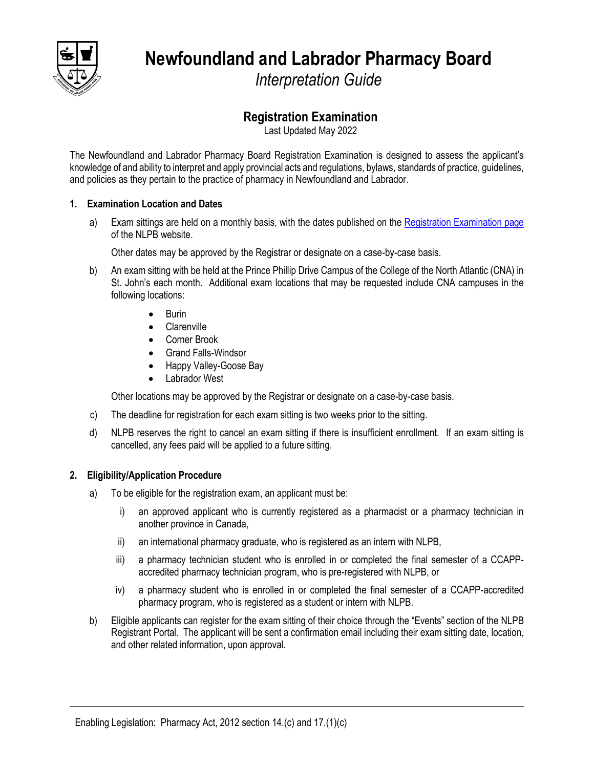# Newfoundland and Labrador Pharmacy Board

*Interpretation Guide*

## Registration Examination

Last Updated May 2022

The Newfoundland and Labrador Pharmacy Board Registration Examination is designed to assess the applicant's knowledge of and ability to interpret and apply provincial acts and regulations, bylaws, standards of practice, guidelines, and policies as they pertain to the practice of pharmacy in Newfoundland and Labrador.

### 1. Examination Location and Dates

a) Exam sittings are held on a monthly basis, with the dates published on the [Registration Examination page]() of the NLPB website.

   Other dates may be approved by the Registrar or designate on a case-by-case basis.

b) An exam sitting with be held at the Prince Phillip Drive Campus of the College of the North Atlantic (CNA) in St. John's each month. Additional exam locations that may be requested include CNA campuses in the following locations:

   - Burin
   - Clarenville
   - Corner Brook
   - Grand Falls-Windsor
   - Happy Valley-Goose Bay
   - Labrador West

   Other locations may be approved by the Registrar or designate on a case-by-case basis.

c) The deadline for registration for each exam sitting is two weeks prior to the sitting.

d) NLPB reserves the right to cancel an exam sitting if there is insufficient enrollment. If an exam sitting is cancelled, any fees paid will be applied to a future sitting.

### 2. Eligibility/Application Procedure

a) To be eligible for the registration exam, an applicant must be:

   i) an approved applicant who is currently registered as a pharmacist or a pharmacy technician in another province in Canada,

   ii) an international pharmacy graduate, who is registered as an intern with NLPB,

   iii) a pharmacy technician student who is enrolled in or completed the final semester of a CCAPP-accredited pharmacy technician program, who is pre-registered with NLPB, or

   iv) a pharmacy student who is enrolled in or completed the final semester of a CCAPP-accredited pharmacy program, who is registered as a student or intern with NLPB.

b) Eligible applicants can register for the exam sitting of their choice through the "Events" section of the NLPB Registrant Portal. The applicant will be sent a confirmation email including their exam sitting date, location, and other related information, upon approval.

Enabling Legislation: Pharmacy Act, 2012 section 14.(c) and 17.(1)(c)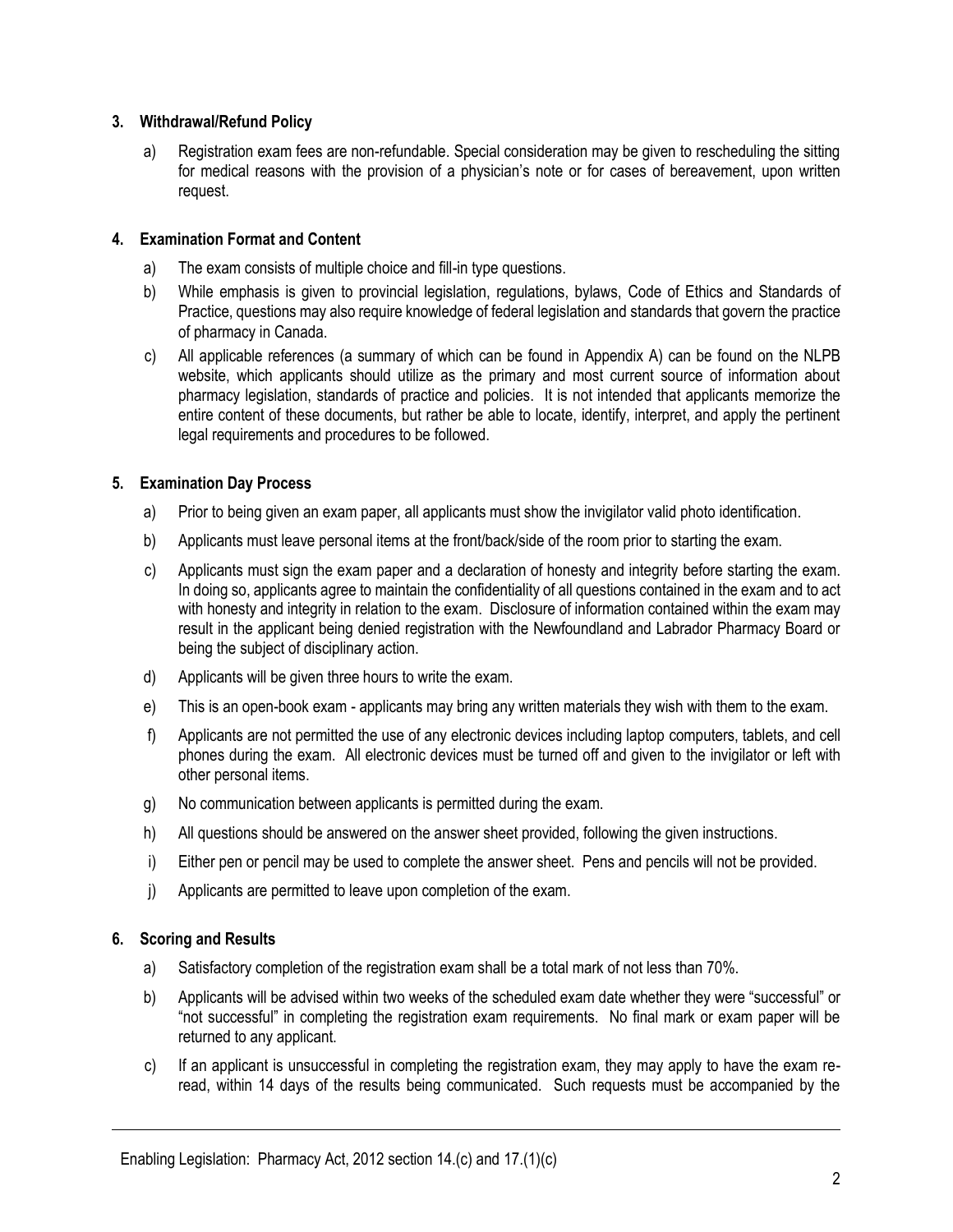### 3. Withdrawal/Refund Policy

a) Registration exam fees are non-refundable. Special consideration may be given to rescheduling the sitting for medical reasons with the provision of a physician's note or for cases of bereavement, upon written request.

### 4. Examination Format and Content

a) The exam consists of multiple choice and fill-in type questions.

b) While emphasis is given to provincial legislation, regulations, bylaws, Code of Ethics and Standards of Practice, questions may also require knowledge of federal legislation and standards that govern the practice of pharmacy in Canada.

c) All applicable references (a summary of which can be found in Appendix A) can be found on the NLPB website, which applicants should utilize as the primary and most current source of information about pharmacy legislation, standards of practice and policies. It is not intended that applicants memorize the entire content of these documents, but rather be able to locate, identify, interpret, and apply the pertinent legal requirements and procedures to be followed.

### 5. Examination Day Process

a) Prior to being given an exam paper, all applicants must show the invigilator valid photo identification.

b) Applicants must leave personal items at the front/back/side of the room prior to starting the exam.

c) Applicants must sign the exam paper and a declaration of honesty and integrity before starting the exam. In doing so, applicants agree to maintain the confidentiality of all questions contained in the exam and to act with honesty and integrity in relation to the exam. Disclosure of information contained within the exam may result in the applicant being denied registration with the Newfoundland and Labrador Pharmacy Board or being the subject of disciplinary action.

d) Applicants will be given three hours to write the exam.

e) This is an open-book exam - applicants may bring any written materials they wish with them to the exam.

f) Applicants are not permitted the use of any electronic devices including laptop computers, tablets, and cell phones during the exam. All electronic devices must be turned off and given to the invigilator or left with other personal items.

g) No communication between applicants is permitted during the exam.

h) All questions should be answered on the answer sheet provided, following the given instructions.

i) Either pen or pencil may be used to complete the answer sheet. Pens and pencils will not be provided.

j) Applicants are permitted to leave upon completion of the exam.

### 6. Scoring and Results

a) Satisfactory completion of the registration exam shall be a total mark of not less than 70%.

b) Applicants will be advised within two weeks of the scheduled exam date whether they were "successful" or "not successful" in completing the registration exam requirements. No final mark or exam paper will be returned to any applicant.

c) If an applicant is unsuccessful in completing the registration exam, they may apply to have the exam re-read, within 14 days of the results being communicated. Such requests must be accompanied by the

Enabling Legislation: Pharmacy Act, 2012 section 14.(c) and 17.(1)(c)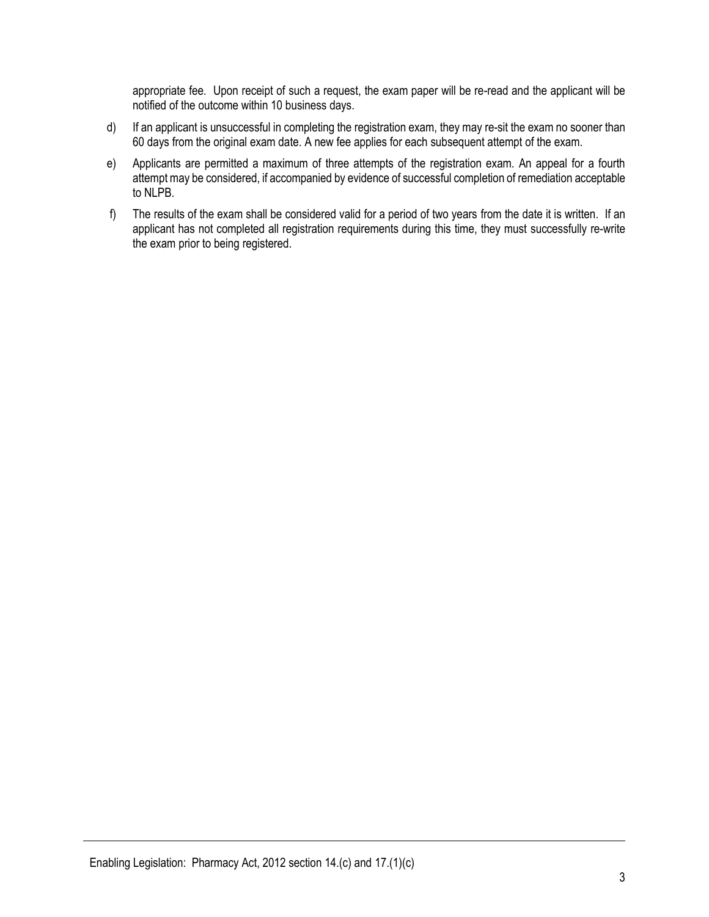appropriate fee. Upon receipt of such a request, the exam paper will be re-read and the applicant will be notified of the outcome within 10 business days.

d) If an applicant is unsuccessful in completing the registration exam, they may re-sit the exam no sooner than 60 days from the original exam date. A new fee applies for each subsequent attempt of the exam.

e) Applicants are permitted a maximum of three attempts of the registration exam. An appeal for a fourth attempt may be considered, if accompanied by evidence of successful completion of remediation acceptable to NLPB.

f) The results of the exam shall be considered valid for a period of two years from the date it is written. If an applicant has not completed all registration requirements during this time, they must successfully re-write the exam prior to being registered.

Enabling Legislation: Pharmacy Act, 2012 section 14.(c) and 17.(1)(c)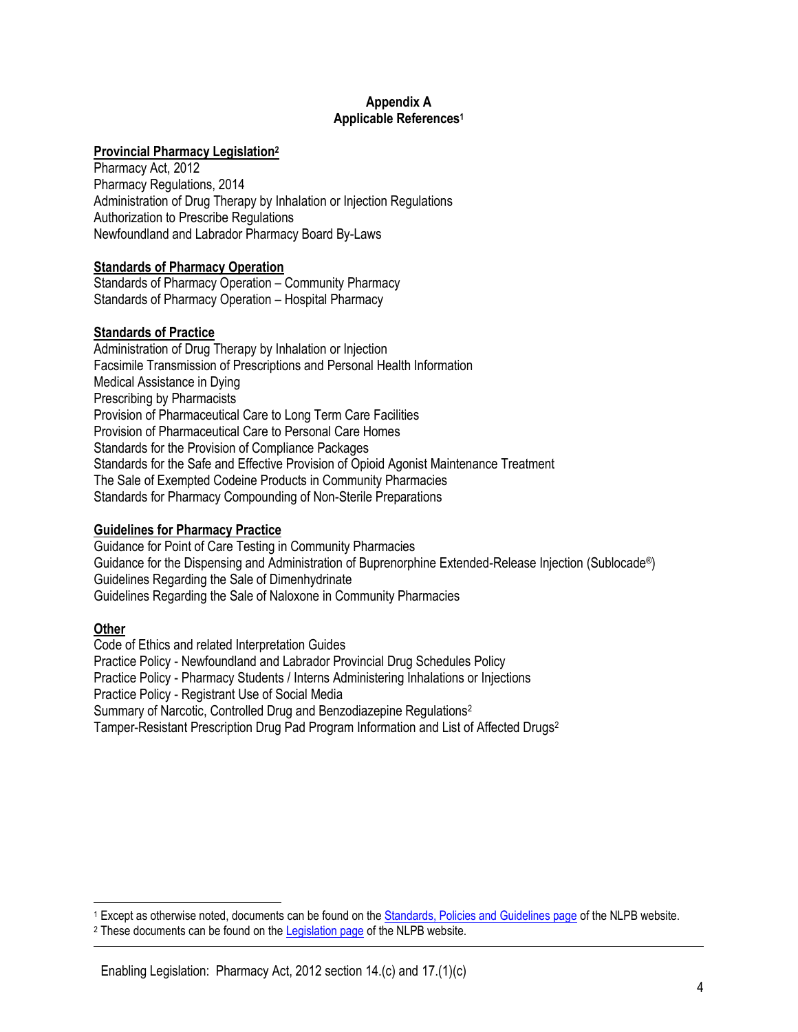# Appendix A
## Applicable References[1]

**Provincial Pharmacy Legislation[2]**

Pharmacy Act, 2012
Pharmacy Regulations, 2014
Administration of Drug Therapy by Inhalation or Injection Regulations
Authorization to Prescribe Regulations
Newfoundland and Labrador Pharmacy Board By-Laws

**Standards of Pharmacy Operation**

Standards of Pharmacy Operation – Community Pharmacy
Standards of Pharmacy Operation – Hospital Pharmacy

**Standards of Practice**

Administration of Drug Therapy by Inhalation or Injection
Facsimile Transmission of Prescriptions and Personal Health Information
Medical Assistance in Dying
Prescribing by Pharmacists
Provision of Pharmaceutical Care to Long Term Care Facilities
Provision of Pharmaceutical Care to Personal Care Homes
Standards for the Provision of Compliance Packages
Standards for the Safe and Effective Provision of Opioid Agonist Maintenance Treatment
The Sale of Exempted Codeine Products in Community Pharmacies
Standards for Pharmacy Compounding of Non-Sterile Preparations

**Guidelines for Pharmacy Practice**

Guidance for Point of Care Testing in Community Pharmacies
Guidance for the Dispensing and Administration of Buprenorphine Extended-Release Injection (Sublocade®)
Guidelines Regarding the Sale of Dimenhydrinate
Guidelines Regarding the Sale of Naloxone in Community Pharmacies

**Other**

Code of Ethics and related Interpretation Guides
Practice Policy - Newfoundland and Labrador Provincial Drug Schedules Policy
Practice Policy - Pharmacy Students / Interns Administering Inhalations or Injections
Practice Policy - Registrant Use of Social Media
Summary of Narcotic, Controlled Drug and Benzodiazepine Regulations[2]
Tamper-Resistant Prescription Drug Pad Program Information and List of Affected Drugs[2]

---

[1] Except as otherwise noted, documents can be found on the Standards, Policies and Guidelines page of the NLPB website.
[2] These documents can be found on the Legislation page of the NLPB website.

Enabling Legislation: Pharmacy Act, 2012 section 14.(c) and 17.(1)(c)